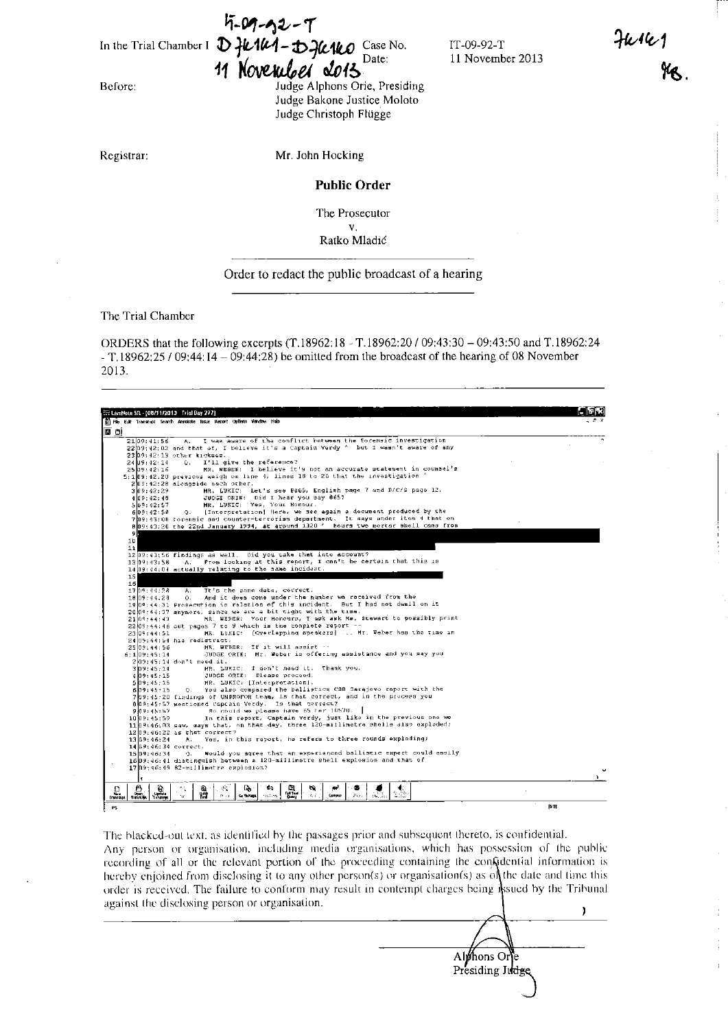IT-09-92-T
D71441 - D71440
11 November 2013

71441

MB.

In the Trial Chamber I

Case No. IT-09-92-T

Date: 11 November 2013

Before: Judge Alphons Orie, Presiding
Judge Bakone Justice Moloto
Judge Christoph Flügge

Registrar: Mr. John Hocking

**Public Order**

The Prosecutor
v.
Ratko Mladić

Order to redact the public broadcast of a hearing

---

The Trial Chamber

ORDERS that the following excerpts (T.18962:18 - T.18962:20 / 09:43:30 – 09:43:50 and T.18962:24 - T.18962:25 / 09:44:14 – 09:44:28) be omitted from the broadcast of the hearing of 08 November 2013.

---

```
LiveNote SR - [08/11/2013 Trial Day 277]
File Edit Transcript Search Annotate Issue Report Options Window Help

21 09:41:56    A.   I was aware of the conflict between the forensic investigation
22 09:42:02 and that of, I believe it's a Captain Verdy ^ but I wasn't aware of any
23 09:42:13 other kickses.
24 09:42:14    Q.   I'll give the reference?
25 09:42:16        MR. WEBER:  I believe it's not an accurate statement in counsel's
5:1 09:42:20 previous weigh on line 4, lines 18 to 20 that the investigation ^
 2 09:42:28 alongside each other.
 3 09:42:29        MR. LUKIC:  Let's see 8865, English page 7 and B/C/S page 12.
 4 09:42:48        JUDGE ORIE:  Did I hear you say 865?
 5 09:42:57        MR. LUKIC:  Yes, Your Honour.
 6 09:42:58    Q.   [Interpretation] Here, we see again a document produced by the
 7 09:43:08 forensic and counter-terrorism department.  It says under item 4 that on
 8 09:43:20 the 22nd January 1994, at around 1320 ^  hours two mortar shell cans from
 9
10 [REDACTED]
11
12 09:43:56 findings as well.  Did you take that into account?
13 09:43:58    A.   From looking at this report, I can't be certain that this is
14 09:44:04 actually relating to the same incident.
15 [REDACTED]
16
17 09:44:28    A.   It's the same date, correct.
18 09:44:28    Q.   And it does come under the number we received from the
19 09:44:31 Prosecution in relation of this incident.  But I had not dwell on it
20 09:44:37 anymore, since we are a bit tight with the time.
21 09:44:43        MR. WEBER:  Your Honours, I ask ask Ms. Stewart to possibly print
22 09:44:46 out pages 7 to 9 which is the complete report --
23 09:44:51        MR. LUKIC:  [Overlapping speakers] ... Mr. Weber has the time in
24 09:44:54 his redistrict.
25 09:44:56        MR. WEBER:  If it will assist --
6:1 09:45:14        JUDGE ORIE:  Mr. Weber is offering assistance and you say you
 2 09:45:14 don't need it.
 3 09:45:14        MR. LUKIC:  I don't need it.  Thank you.
 4 09:45:15        JUDGE ORIE:  Please proceed.
 5 09:45:15        MR. LUKIC:  [Interpretation].
 6 09:45:15    Q.   You also compared the ballistics CSB Sarajevo report with the
 7 09:45:20 findings of UNPROFOR team, is that correct, and in the process you
 8 09:45:57 mentioned Captain Verdy.  Is that correct?
 9 09:45:57        So could we please have 65 ter 10570.
10 09:45:57        In this report, Captain Verdy, just like in the previous one we
11 09:46:03 saw, says that, on that day, three 120-millimetre shells also exploded;
12 09:46:22 is that correct?
13 09:46:24    A.   Yes, in this report, he refers to three rounds exploding;
14 09:46:34 correct.
15 09:46:34    Q.   Would you agree that an experienced ballistic expert could easily
16 09:46:41 distinguish between a 120-millimetre shell explosion and that of
17 09:46:49 82-millimetre explosion?
```

The blacked-out text, as identified by the passages prior and subsequent thereto, is confidential.

Any person or organisation, including media organisations, which has possession of the public recording of all or the relevant portion of the proceeding containing the confidential information is hereby enjoined from disclosing it to any other person(s) or organisation(s) as of the date and time this order is received. The failure to conform may result in contempt charges being issued by the Tribunal against the disclosing person or organisation.

Alphons Orie
Presiding Judge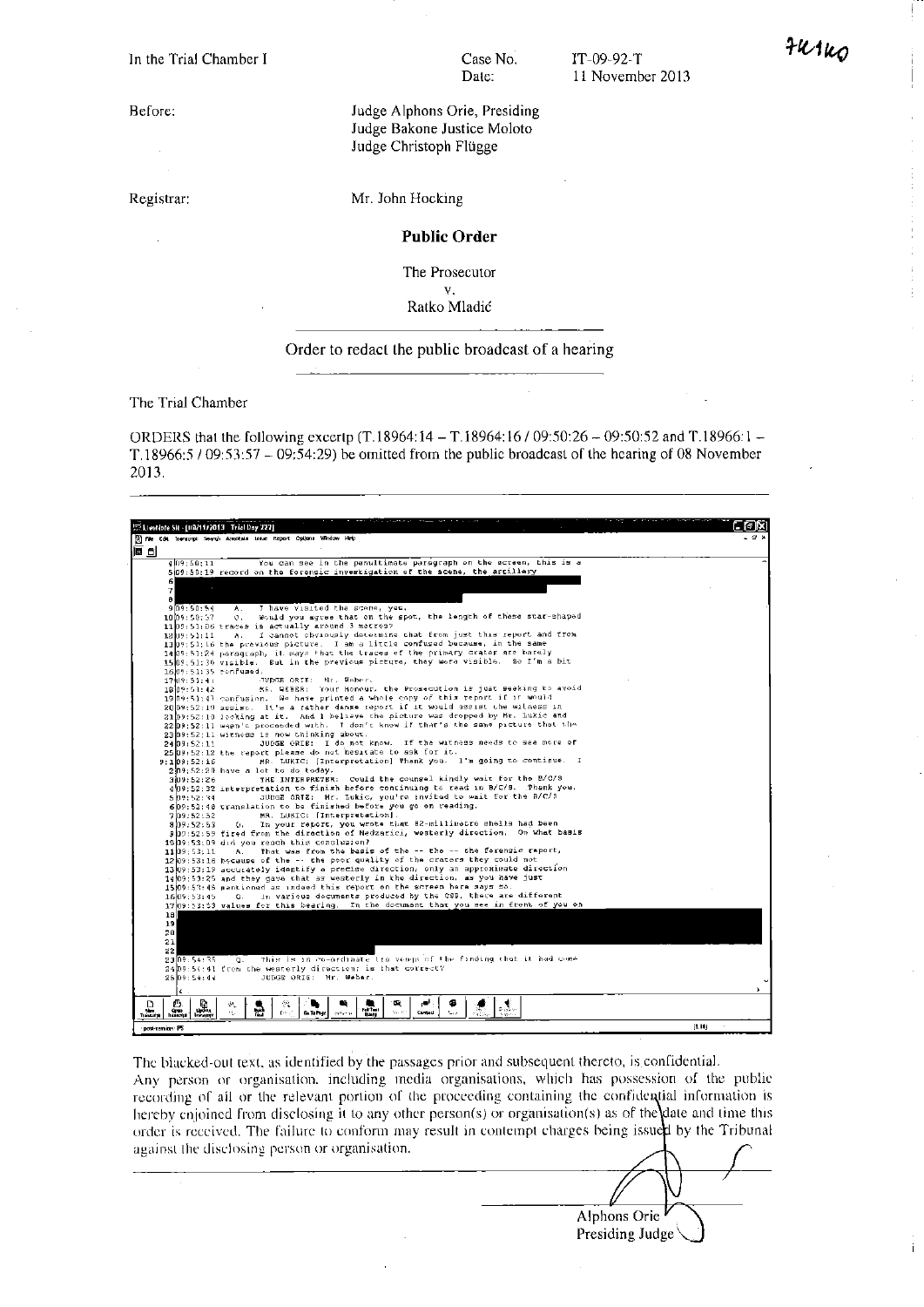In the Trial Chamber I

Case No. IT-09-92-T

Date: 11 November 2013

Before: Judge Alphons Orie, Presiding
Judge Bakone Justice Moloto
Judge Christoph Flügge

Registrar: Mr. John Hocking

## Public Order

The Prosecutor
v.
Ratko Mladić

### Order to redact the public broadcast of a hearing

The Trial Chamber

ORDERS that the following excerpt (T.18964:14 – T.18964:16 / 09:50:26 – 09:50:52 and T.18966:1 – T.18966:5 / 09:53:57 – 09:54:29) be omitted from the public broadcast of the hearing of 08 November 2013.

```
LiveNote SR - [08/11/2013 Trial Day 227]
4 09:50:11          You can see in the penultimate paragraph on the screen, this is a
5 09:50:19 record on the forensic investigation of the scene, the artillery
6
7
8
9 09:50:54     A.   I have visited the scene, yes.
10 09:50:57    Q.   Would you agree that on the spot, the length of these star-shaped
11 09:51:06 traces is actually around 3 metres?
12 09:51:11    A.   I cannot obviously determine that from just this report and from
13 09:51:16 the previous picture.  I am a little confused because, in the same
14 09:51:24 paragraph, it says that the traces of the primary crater are barely
15 09:51:36 visible.  But in the previous picture, they were visible.  So I'm a bit
16 09:51:35 confused.
17 09:51:41          JUDGE ORIE:  Mr. Weber.
18 09:51:42          MR. WEBER:  Your Honour, the Prosecution is just seeking to avoid
19 09:51:47 confusion.  We have printed a whole copy of this report if it would
20 09:52:19 assist.  It's a rather dense report if it would assist the witness in
21 09:52:19 looking at it.  And I believe the picture was dropped by Mr. Lukic and
22 09:52:11 wasn't proceeded with.  I don't know if that's the same picture that the
23 09:52:11 witness is now thinking about.
24 09:52:11          JUDGE ORIE:  I do not know.  If the witness needs to see more of
25 09:52:12 the report please do not hesitate to ask for it.
9:1 09:52:16          MR. LUKIC: [Interpretation] Thank you.  I'm going to continue.  I
2 09:52:20 have a lot to do today.
3 09:52:26          THE INTERPRETER:  Could the counsel kindly wait for the B/C/S
4 09:52:32 interpretation to finish before continuing to read in B/C/S.  Thank you.
5 09:52:44          JUDGE ORIE:  Mr. Lukic, you're invited to wait for the B/C/S
6 09:52:48 translation to be finished before you go on reading.
7 09:52:52          MR. LUKIC: [Interpretation]
8 09:52:53     Q.   In your report, you wrote that 82-millimetre shells had been
9 09:52:59 fired from the direction of Nedzarici, westerly direction.  On what basis
10 09:53:09 did you reach this conclusion?
11 09:53:11     A.   That was from the basis of the -- the -- the forensic report,
12 09:53:16 because of the -- the poor quality of the craters they could not
13 09:53:19 accurately identify a precise direction, only an approximate direction
14 09:53:25 and they gave that as westerly in the direction, as you have just
15 09:53:45 mentioned as indeed this report on the screen here says so.
16 09:53:45     Q.   In various documents produced by the CSB, there are different
17 09:53:53 values for this bearing.  In the document that you see in front of you
18
19
20
21
22
23 09:54:35    Q.   This is in co-ordinate [?] of the finding that it had come
24 09:54:41 from the westerly direction; is that correct?
25 09:54:44          JUDGE ORIE:  Mr. Weber.
```

The blacked-out text, as identified by the passages prior and subsequent thereto, is confidential.

Any person or organisation, including media organisations, which has possession of the public recording of all or the relevant portion of the proceeding containing the confidential information is hereby enjoined from disclosing it to any other person(s) or organisation(s) as of the date and time this order is received. The failure to conform may result in contempt charges being issued by the Tribunal against the disclosing person or organisation.

Alphons Orie
Presiding Judge